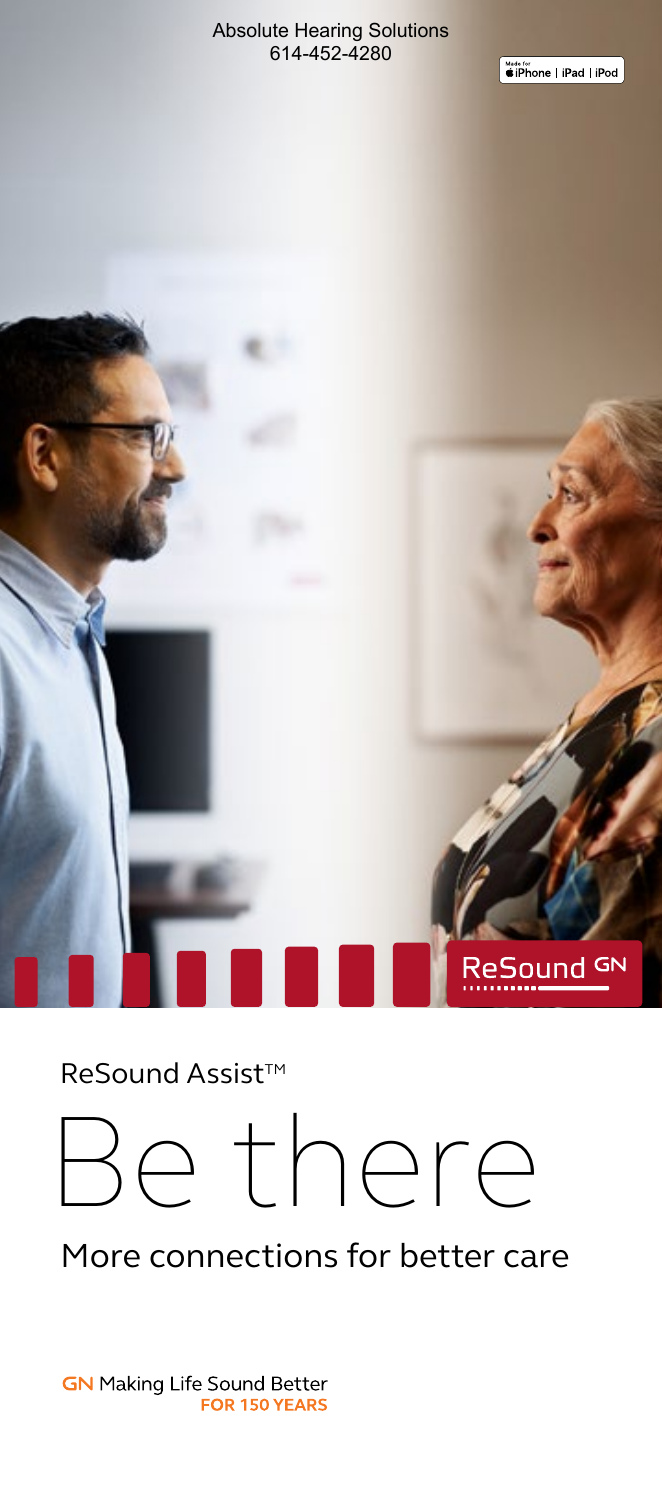Absolute Hearing Solutions
614-452-4280

Made for iPhone | iPad | iPod

ReSound GN

ReSound Assist™

# Be there

## More connections for better care

GN Making Life Sound Better
**FOR 150 YEARS**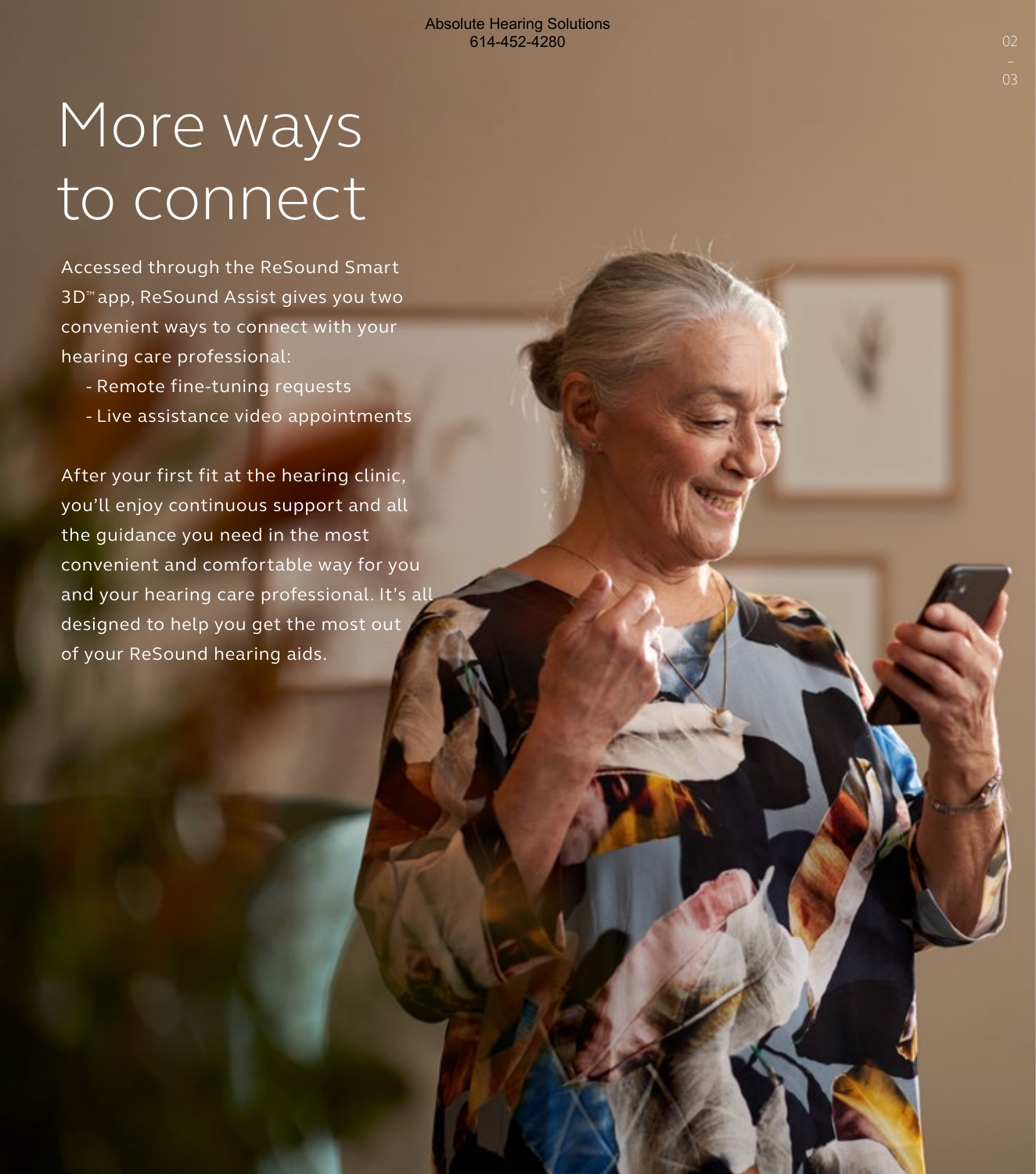Absolute Hearing Solutions
614-452-4280

# More ways to connect

Accessed through the ReSound Smart 3D™ app, ReSound Assist gives you two convenient ways to connect with your hearing care professional:

- Remote fine-tuning requests
- Live assistance video appointments

After your first fit at the hearing clinic, you'll enjoy continuous support and all the guidance you need in the most convenient and comfortable way for you and your hearing care professional. It's all designed to help you get the most out of your ReSound hearing aids.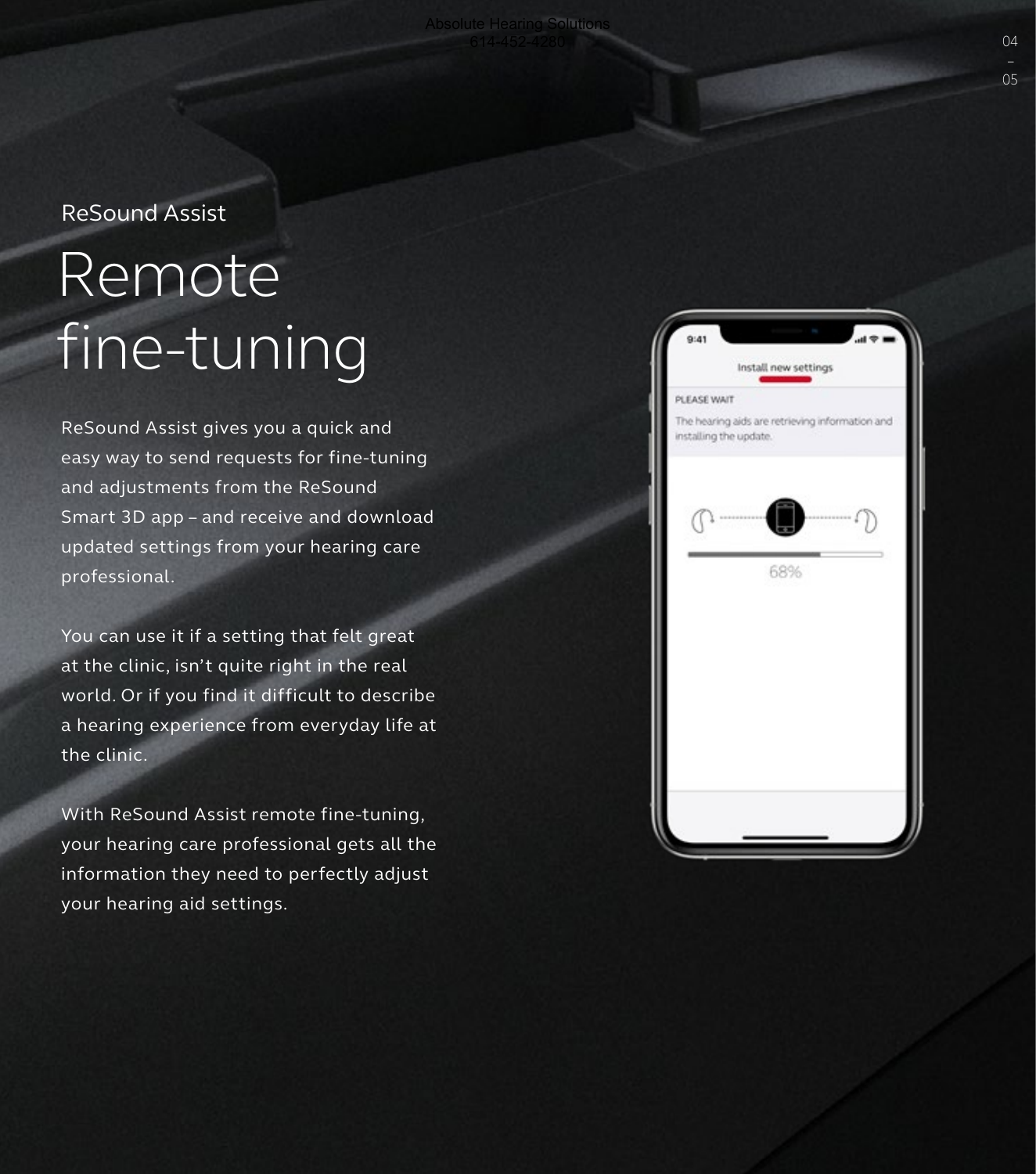ReSound Assist

# Remote fine-tuning

ReSound Assist gives you a quick and easy way to send requests for fine-tuning and adjustments from the ReSound Smart 3D app – and receive and download updated settings from your hearing care professional.

You can use it if a setting that felt great at the clinic, isn't quite right in the real world. Or if you find it difficult to describe a hearing experience from everyday life at the clinic.

With ReSound Assist remote fine-tuning, your hearing care professional gets all the information they need to perfectly adjust your hearing aid settings.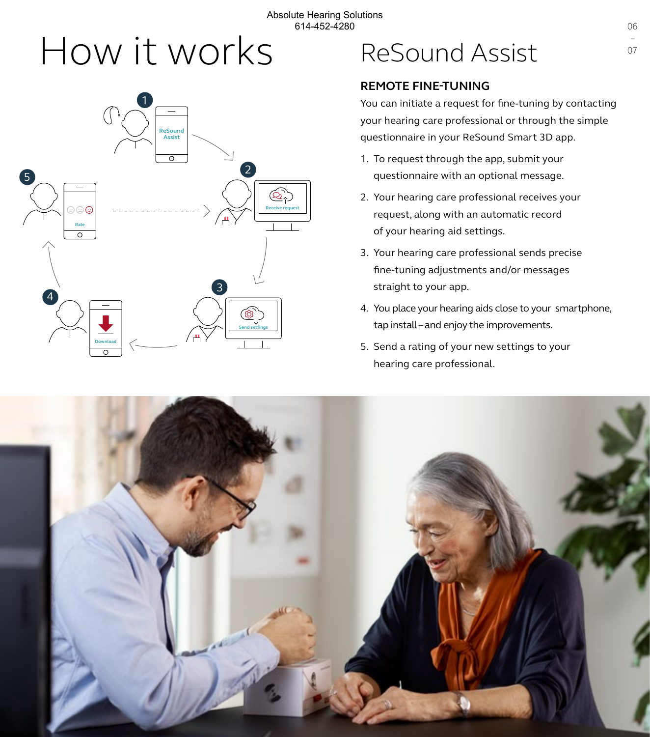Absolute Hearing Solutions
614-452-4280

# How it works

1 ReSound Assist

2 Receive request

3 Send settings

4 Download

5 Rate

# ReSound Assist

## REMOTE FINE-TUNING

You can initiate a request for fine-tuning by contacting your hearing care professional or through the simple questionnaire in your ReSound Smart 3D app.

1. To request through the app, submit your questionnaire with an optional message.
2. Your hearing care professional receives your request, along with an automatic record of your hearing aid settings.
3. Your hearing care professional sends precise fine-tuning adjustments and/or messages straight to your app.
4. You place your hearing aids close to your smartphone, tap install – and enjoy the improvements.
5. Send a rating of your new settings to your hearing care professional.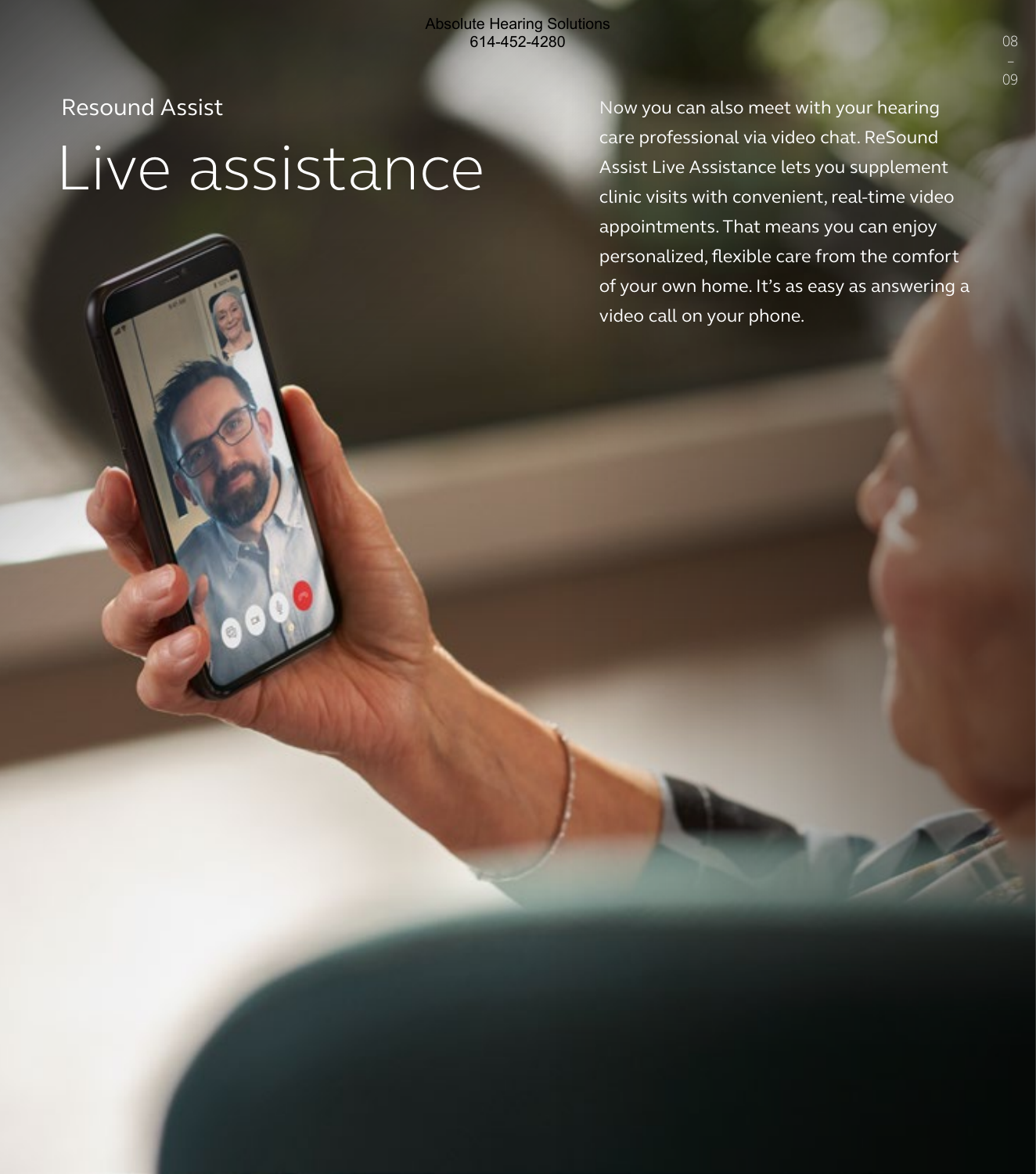Absolute Hearing Solutions
614-452-4280

Resound Assist

# Live assistance

Now you can also meet with your hearing care professional via video chat. ReSound Assist Live Assistance lets you supplement clinic visits with convenient, real-time video appointments. That means you can enjoy personalized, flexible care from the comfort of your own home. It's as easy as answering a video call on your phone.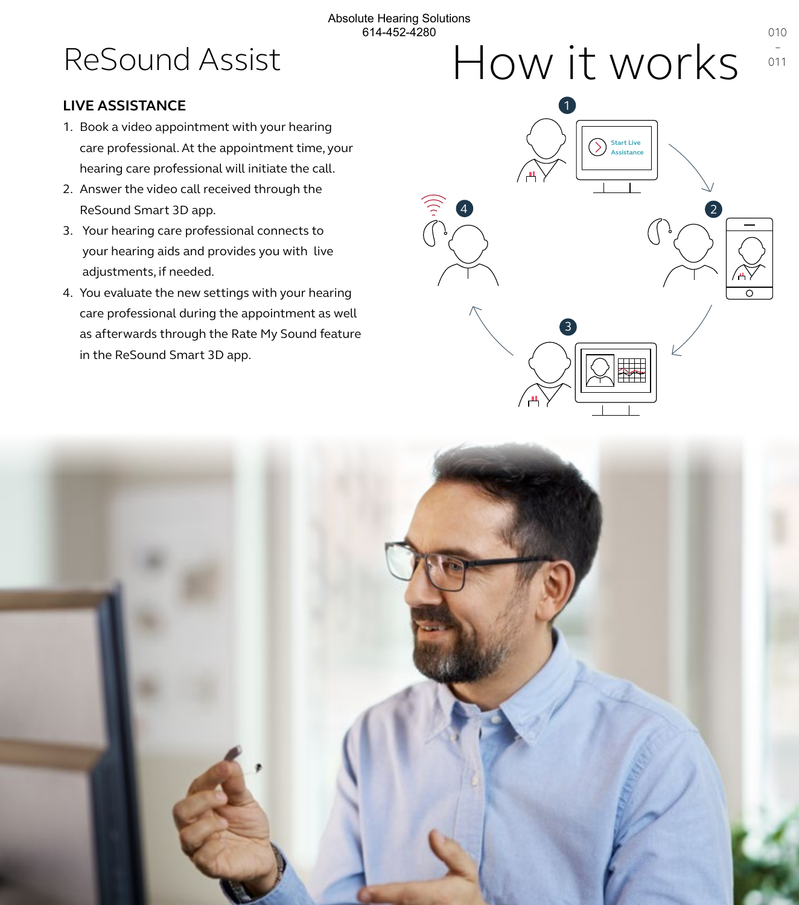Absolute Hearing Solutions
614-452-4280

# ReSound Assist

# How it works

**LIVE ASSISTANCE**

1. Book a video appointment with your hearing care professional. At the appointment time, your hearing care professional will initiate the call.
2. Answer the video call received through the ReSound Smart 3D app.
3. Your hearing care professional connects to your hearing aids and provides you with live adjustments, if needed.
4. You evaluate the new settings with your hearing care professional during the appointment as well as afterwards through the Rate My Sound feature in the ReSound Smart 3D app.

1

Start Live Assistance

2

3

4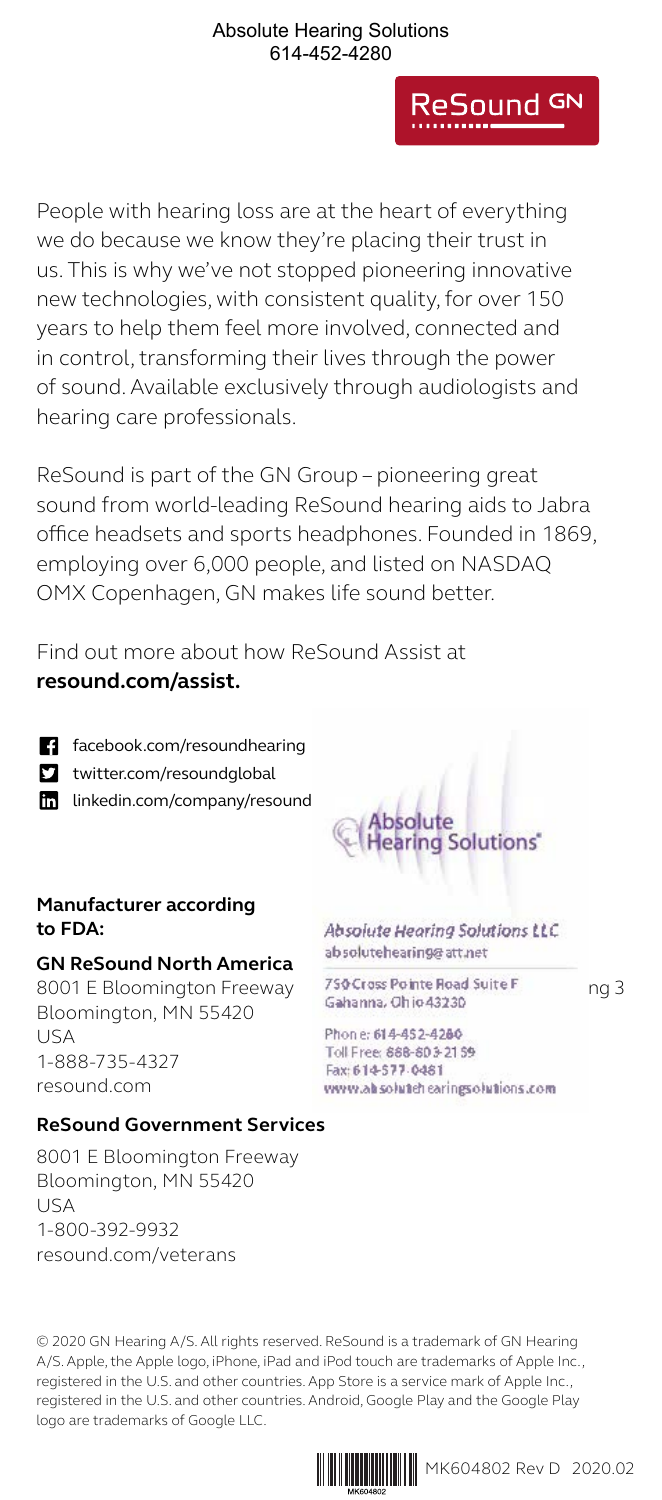Absolute Hearing Solutions
614-452-4280

ReSound GN

People with hearing loss are at the heart of everything we do because we know they're placing their trust in us. This is why we've not stopped pioneering innovative new technologies, with consistent quality, for over 150 years to help them feel more involved, connected and in control, transforming their lives through the power of sound. Available exclusively through audiologists and hearing care professionals.

ReSound is part of the GN Group – pioneering great sound from world-leading ReSound hearing aids to Jabra office headsets and sports headphones. Founded in 1869, employing over 6,000 people, and listed on NASDAQ OMX Copenhagen, GN makes life sound better.

Find out more about how ReSound Assist at **resound.com/assist.**

facebook.com/resoundhearing
twitter.com/resoundglobal
linkedin.com/company/resound

Absolute Hearing Solutions

*Absolute Hearing Solutions LLC*
absolutehearing@att.net

750 Cross Pointe Road Suite F ng 3
Gahanna, Ohio 43230

Phone: 614-452-4280
Toll Free: 888-803-2159
Fax: 614-577-0481
www.absolutehearingsolutions.com

**Manufacturer according to FDA:**

**GN ReSound North America**
8001 E Bloomington Freeway
Bloomington, MN 55420
USA
1-888-735-4327
resound.com

**ReSound Government Services**

8001 E Bloomington Freeway
Bloomington, MN 55420
USA
1-800-392-9932
resound.com/veterans

© 2020 GN Hearing A/S. All rights reserved. ReSound is a trademark of GN Hearing A/S. Apple, the Apple logo, iPhone, iPad and iPod touch are trademarks of Apple Inc., registered in the U.S. and other countries. App Store is a service mark of Apple Inc., registered in the U.S. and other countries. Android, Google Play and the Google Play logo are trademarks of Google LLC.

MK604802 Rev D 2020.02